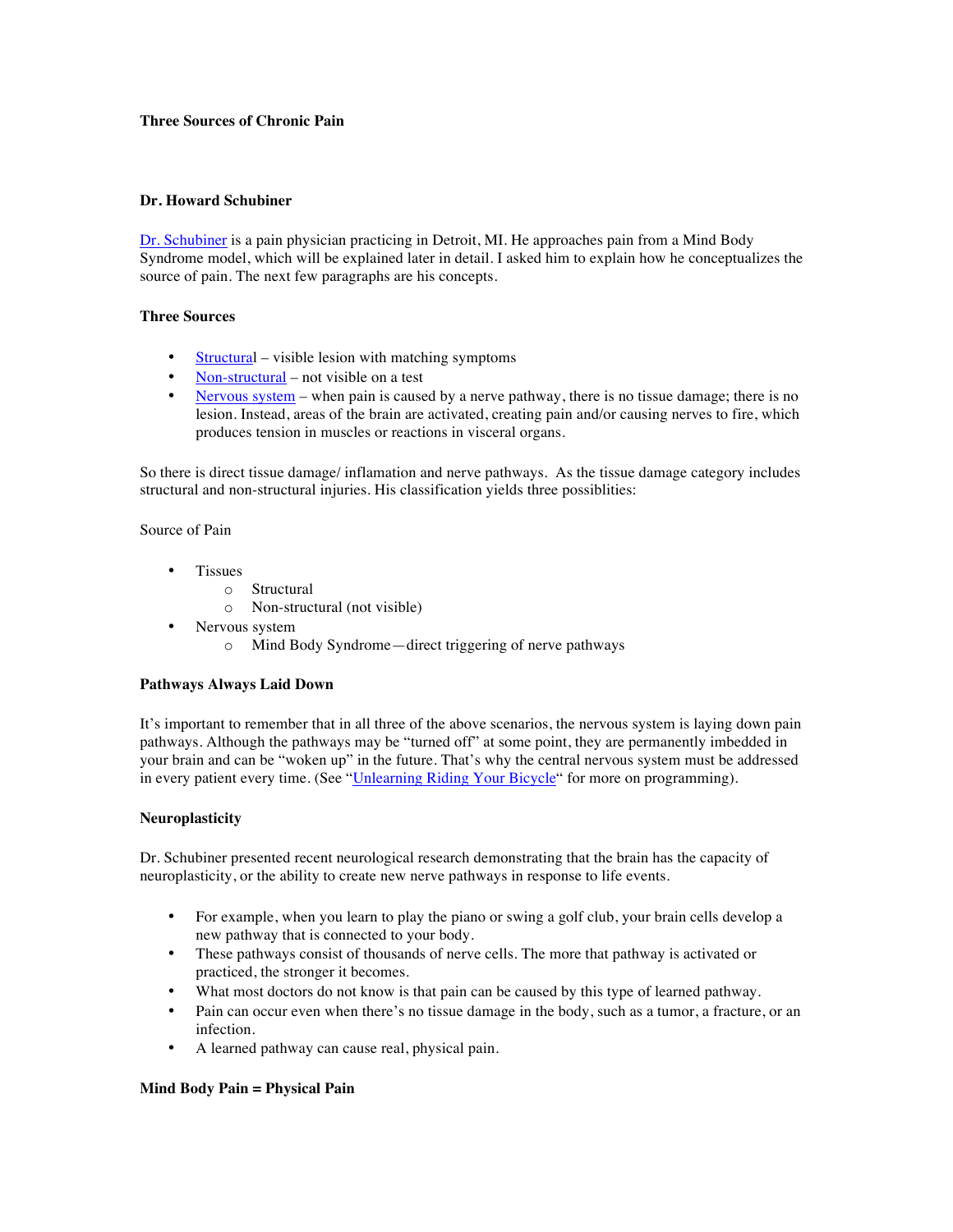**Three Sources of Chronic Pain**

**Dr. Howard Schubiner**

Dr. Schubiner is a pain physician practicing in Detroit, MI. He approaches pain from a Mind Body Syndrome model, which will be explained later in detail. I asked him to explain how he conceptualizes the source of pain. The next few paragraphs are his concepts.

**Three Sources**

- Structural – visible lesion with matching symptoms
- Non-structural – not visible on a test
- Nervous system – when pain is caused by a nerve pathway, there is no tissue damage; there is no lesion. Instead, areas of the brain are activated, creating pain and/or causing nerves to fire, which produces tension in muscles or reactions in visceral organs.

So there is direct tissue damage/ inflamation and nerve pathways. As the tissue damage category includes structural and non-structural injuries. His classification yields three possiblities:

Source of Pain

- Tissues
  - Structural
  - Non-structural (not visible)
- Nervous system
  - Mind Body Syndrome—direct triggering of nerve pathways

**Pathways Always Laid Down**

It's important to remember that in all three of the above scenarios, the nervous system is laying down pain pathways. Although the pathways may be "turned off" at some point, they are permanently imbedded in your brain and can be "woken up" in the future. That's why the central nervous system must be addressed in every patient every time. (See "Unlearning Riding Your Bicycle" for more on programming).

**Neuroplasticity**

Dr. Schubiner presented recent neurological research demonstrating that the brain has the capacity of neuroplasticity, or the ability to create new nerve pathways in response to life events.

- For example, when you learn to play the piano or swing a golf club, your brain cells develop a new pathway that is connected to your body.
- These pathways consist of thousands of nerve cells. The more that pathway is activated or practiced, the stronger it becomes.
- What most doctors do not know is that pain can be caused by this type of learned pathway.
- Pain can occur even when there's no tissue damage in the body, such as a tumor, a fracture, or an infection.
- A learned pathway can cause real, physical pain.

**Mind Body Pain = Physical Pain**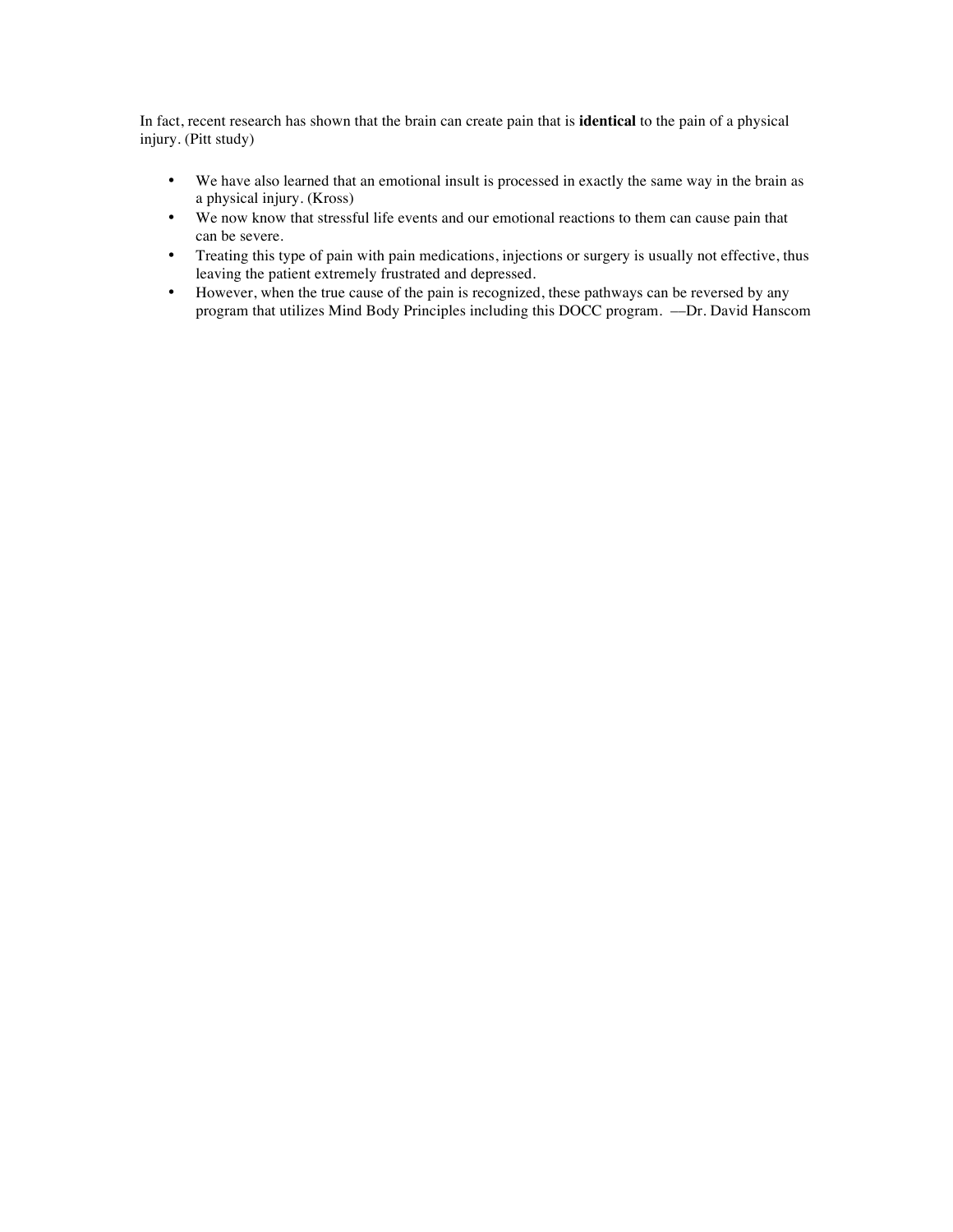In fact, recent research has shown that the brain can create pain that is **identical** to the pain of a physical injury. (Pitt study)

- We have also learned that an emotional insult is processed in exactly the same way in the brain as a physical injury. (Kross)
- We now know that stressful life events and our emotional reactions to them can cause pain that can be severe.
- Treating this type of pain with pain medications, injections or surgery is usually not effective, thus leaving the patient extremely frustrated and depressed.
- However, when the true cause of the pain is recognized, these pathways can be reversed by any program that utilizes Mind Body Principles including this DOCC program. —Dr. David Hanscom